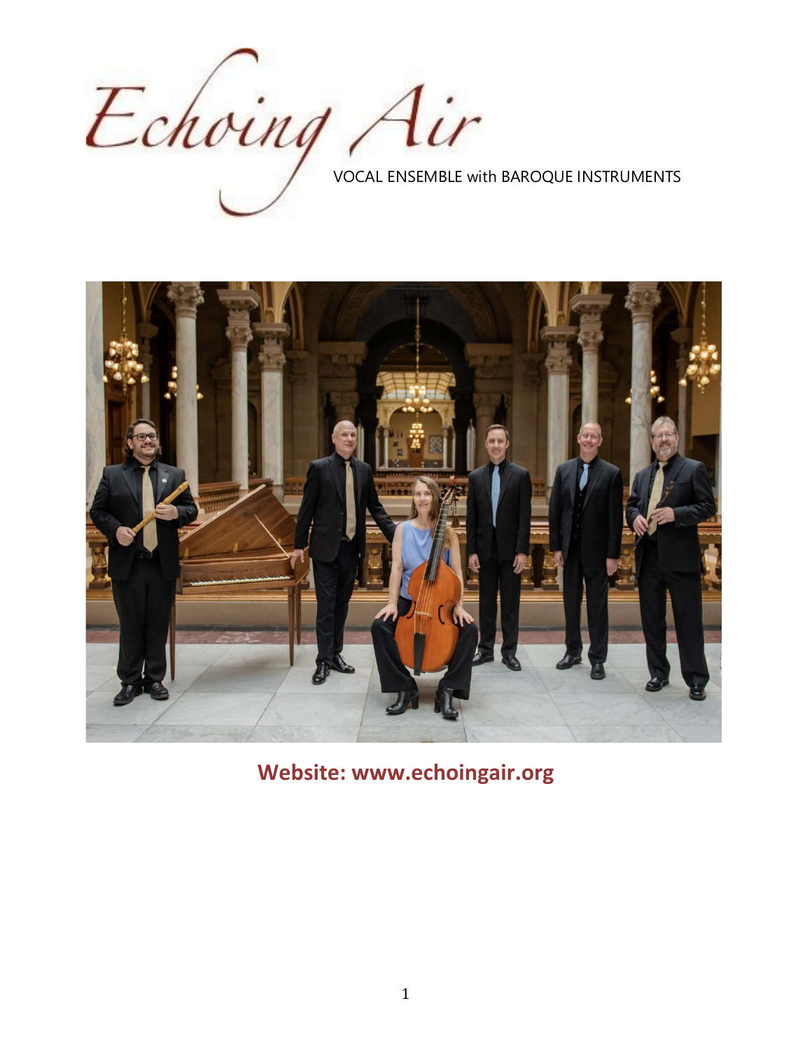# Echoing Air

VOCAL ENSEMBLE with BAROQUE INSTRUMENTS

**Website: www.echoingair.org**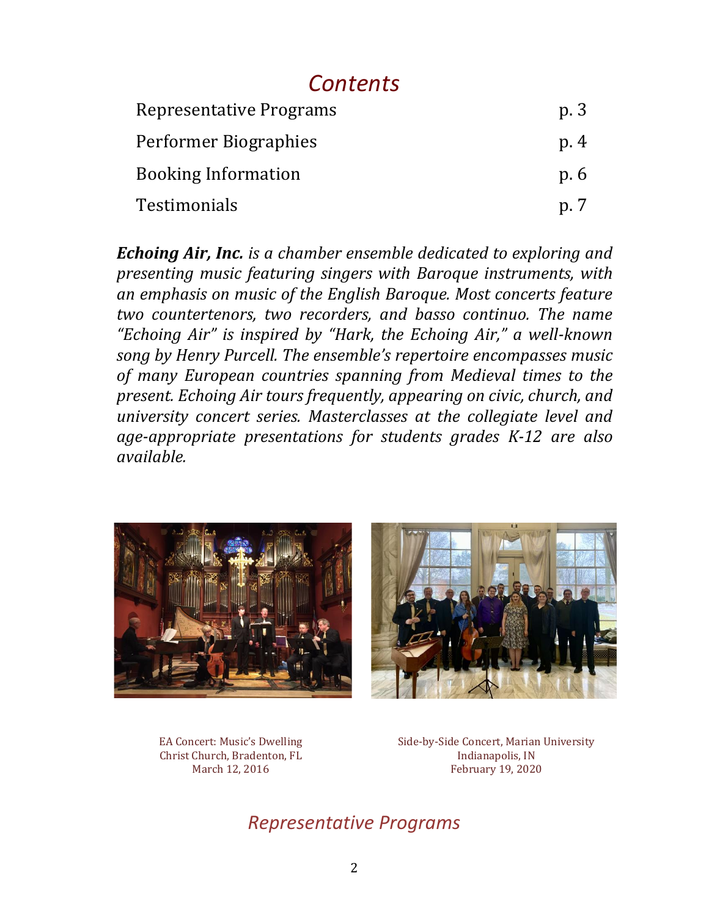# *Contents*

| | |
|---|---|
| Representative Programs | p. 3 |
| Performer Biographies | p. 4 |
| Booking Information | p. 6 |
| Testimonials | p. 7 |

***Echoing Air, Inc.*** *is a chamber ensemble dedicated to exploring and presenting music featuring singers with Baroque instruments, with an emphasis on music of the English Baroque. Most concerts feature two countertenors, two recorders, and basso continuo. The name "Echoing Air" is inspired by "Hark, the Echoing Air," a well-known song by Henry Purcell. The ensemble's repertoire encompasses music of many European countries spanning from Medieval times to the present. Echoing Air tours frequently, appearing on civic, church, and university concert series. Masterclasses at the collegiate level and age-appropriate presentations for students grades K-12 are also available.*

EA Concert: Music's Dwelling
Christ Church, Bradenton, FL
March 12, 2016

Side-by-Side Concert, Marian University
Indianapolis, IN
February 19, 2020

## *Representative Programs*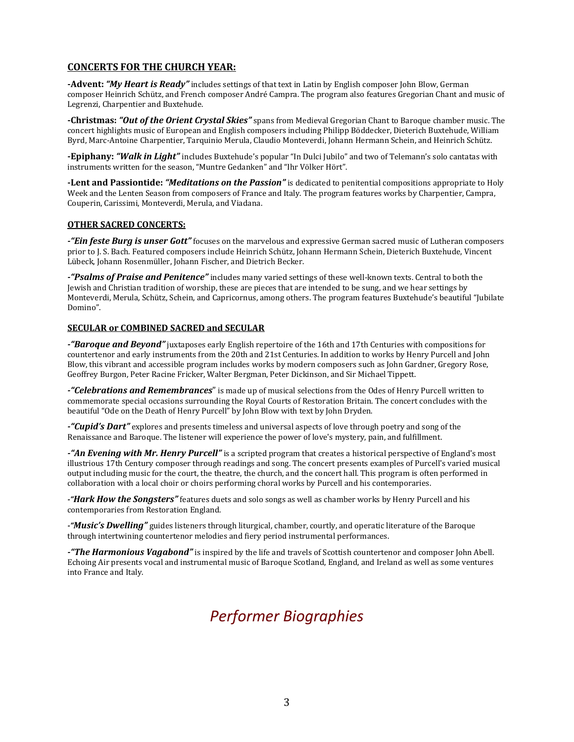## CONCERTS FOR THE CHURCH YEAR:

**-Advent:** ***"My Heart is Ready"*** includes settings of that text in Latin by English composer John Blow, German composer Heinrich Schütz, and French composer André Campra. The program also features Gregorian Chant and music of Legrenzi, Charpentier and Buxtehude.

**-Christmas:** ***"Out of the Orient Crystal Skies"*** spans from Medieval Gregorian Chant to Baroque chamber music. The concert highlights music of European and English composers including Philipp Böddecker, Dieterich Buxtehude, William Byrd, Marc-Antoine Charpentier, Tarquinio Merula, Claudio Monteverdi, Johann Hermann Schein, and Heinrich Schütz.

**-Epiphany:** ***"Walk in Light"*** includes Buxtehude's popular "In Dulci Jubilo" and two of Telemann's solo cantatas with instruments written for the season, "Muntre Gedanken" and "Ihr Völker Hört".

**-Lent and Passiontide:** ***"Meditations on the Passion"*** is dedicated to penitential compositions appropriate to Holy Week and the Lenten Season from composers of France and Italy. The program features works by Charpentier, Campra, Couperin, Carissimi, Monteverdi, Merula, and Viadana.

## OTHER SACRED CONCERTS:

***-"Ein feste Burg is unser Gott"*** focuses on the marvelous and expressive German sacred music of Lutheran composers prior to J. S. Bach. Featured composers include Heinrich Schütz, Johann Hermann Schein, Dieterich Buxtehude, Vincent Lübeck, Johann Rosenmüller, Johann Fischer, and Dietrich Becker.

***-"Psalms of Praise and Penitence"*** includes many varied settings of these well-known texts. Central to both the Jewish and Christian tradition of worship, these are pieces that are intended to be sung, and we hear settings by Monteverdi, Merula, Schütz, Schein, and Capricornus, among others. The program features Buxtehude's beautiful "Jubilate Domino".

## SECULAR or COMBINED SACRED and SECULAR

***-"Baroque and Beyond"*** juxtaposes early English repertoire of the 16th and 17th Centuries with compositions for countertenor and early instruments from the 20th and 21st Centuries. In addition to works by Henry Purcell and John Blow, this vibrant and accessible program includes works by modern composers such as John Gardner, Gregory Rose, Geoffrey Burgon, Peter Racine Fricker, Walter Bergman, Peter Dickinson, and Sir Michael Tippett.

***-"Celebrations and Remembrances***" is made up of musical selections from the Odes of Henry Purcell written to commemorate special occasions surrounding the Royal Courts of Restoration Britain. The concert concludes with the beautiful "Ode on the Death of Henry Purcell" by John Blow with text by John Dryden.

***-"Cupid's Dart"*** explores and presents timeless and universal aspects of love through poetry and song of the Renaissance and Baroque. The listener will experience the power of love's mystery, pain, and fulfillment.

***-"An Evening with Mr. Henry Purcell"*** is a scripted program that creates a historical perspective of England's most illustrious 17th Century composer through readings and song. The concert presents examples of Purcell's varied musical output including music for the court, the theatre, the church, and the concert hall. This program is often performed in collaboration with a local choir or choirs performing choral works by Purcell and his contemporaries.

***-"Hark How the Songsters"*** features duets and solo songs as well as chamber works by Henry Purcell and his contemporaries from Restoration England.

***-"Music's Dwelling"*** guides listeners through liturgical, chamber, courtly, and operatic literature of the Baroque through intertwining countertenor melodies and fiery period instrumental performances.

***-"The Harmonious Vagabond"*** is inspired by the life and travels of Scottish countertenor and composer John Abell. Echoing Air presents vocal and instrumental music of Baroque Scotland, England, and Ireland as well as some ventures into France and Italy.

# *Performer Biographies*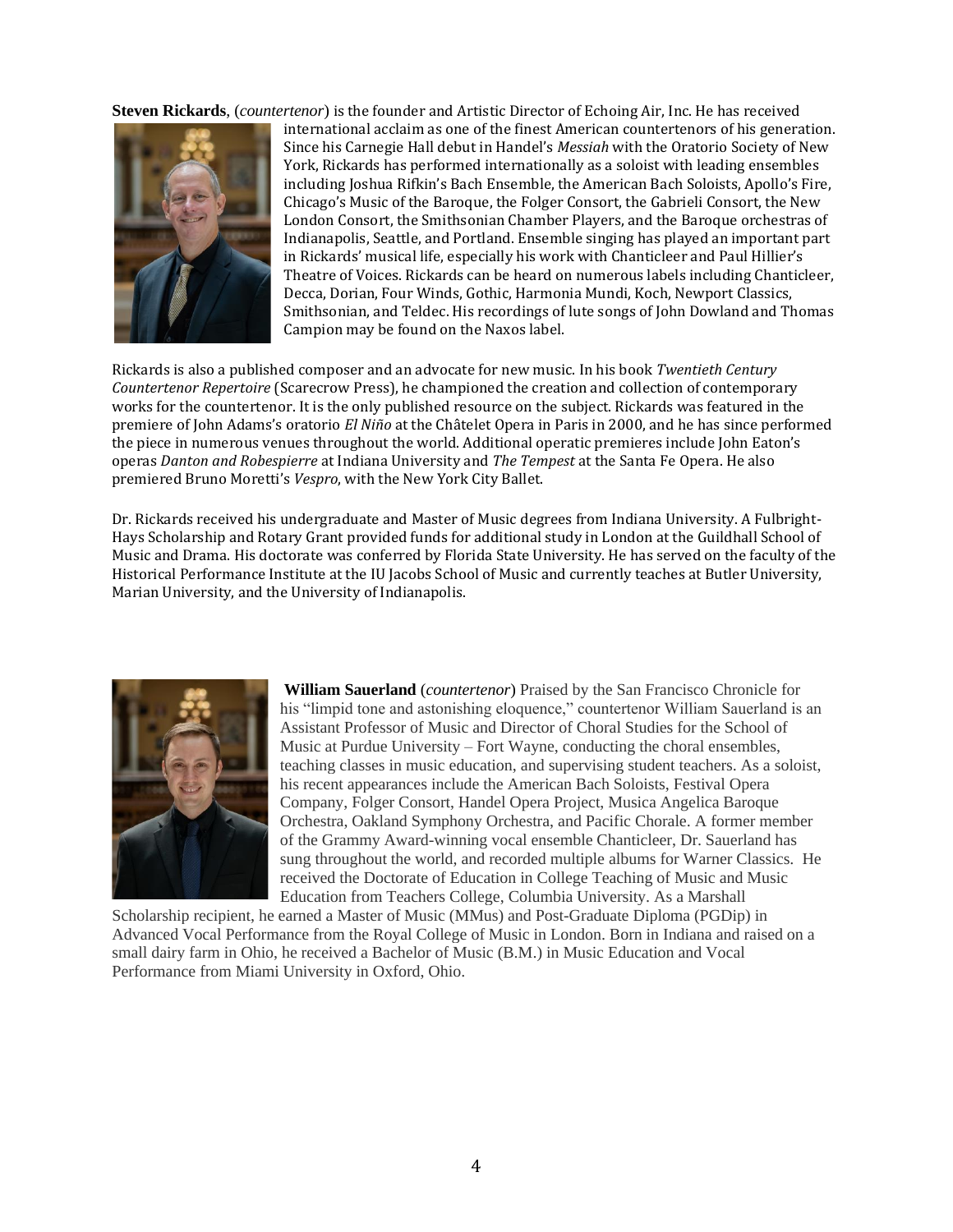**Steven Rickards**, (*countertenor*) is the founder and Artistic Director of Echoing Air, Inc. He has received international acclaim as one of the finest American countertenors of his generation. Since his Carnegie Hall debut in Handel's *Messiah* with the Oratorio Society of New York, Rickards has performed internationally as a soloist with leading ensembles including Joshua Rifkin's Bach Ensemble, the American Bach Soloists, Apollo's Fire, Chicago's Music of the Baroque, the Folger Consort, the Gabrieli Consort, the New London Consort, the Smithsonian Chamber Players, and the Baroque orchestras of Indianapolis, Seattle, and Portland. Ensemble singing has played an important part in Rickards' musical life, especially his work with Chanticleer and Paul Hillier's Theatre of Voices. Rickards can be heard on numerous labels including Chanticleer, Decca, Dorian, Four Winds, Gothic, Harmonia Mundi, Koch, Newport Classics, Smithsonian, and Teldec. His recordings of lute songs of John Dowland and Thomas Campion may be found on the Naxos label.

Rickards is also a published composer and an advocate for new music. In his book *Twentieth Century Countertenor Repertoire* (Scarecrow Press), he championed the creation and collection of contemporary works for the countertenor. It is the only published resource on the subject. Rickards was featured in the premiere of John Adams's oratorio *El Niño* at the Châtelet Opera in Paris in 2000, and he has since performed the piece in numerous venues throughout the world. Additional operatic premieres include John Eaton's operas *Danton and Robespierre* at Indiana University and *The Tempest* at the Santa Fe Opera. He also premiered Bruno Moretti's *Vespro*, with the New York City Ballet.

Dr. Rickards received his undergraduate and Master of Music degrees from Indiana University. A Fulbright-Hays Scholarship and Rotary Grant provided funds for additional study in London at the Guildhall School of Music and Drama. His doctorate was conferred by Florida State University. He has served on the faculty of the Historical Performance Institute at the IU Jacobs School of Music and currently teaches at Butler University, Marian University, and the University of Indianapolis.

**William Sauerland** (*countertenor*) Praised by the San Francisco Chronicle for his "limpid tone and astonishing eloquence," countertenor William Sauerland is an Assistant Professor of Music and Director of Choral Studies for the School of Music at Purdue University – Fort Wayne, conducting the choral ensembles, teaching classes in music education, and supervising student teachers. As a soloist, his recent appearances include the American Bach Soloists, Festival Opera Company, Folger Consort, Handel Opera Project, Musica Angelica Baroque Orchestra, Oakland Symphony Orchestra, and Pacific Chorale. A former member of the Grammy Award-winning vocal ensemble Chanticleer, Dr. Sauerland has sung throughout the world, and recorded multiple albums for Warner Classics. He received the Doctorate of Education in College Teaching of Music and Music Education from Teachers College, Columbia University. As a Marshall Scholarship recipient, he earned a Master of Music (MMus) and Post-Graduate Diploma (PGDip) in Advanced Vocal Performance from the Royal College of Music in London. Born in Indiana and raised on a small dairy farm in Ohio, he received a Bachelor of Music (B.M.) in Music Education and Vocal Performance from Miami University in Oxford, Ohio.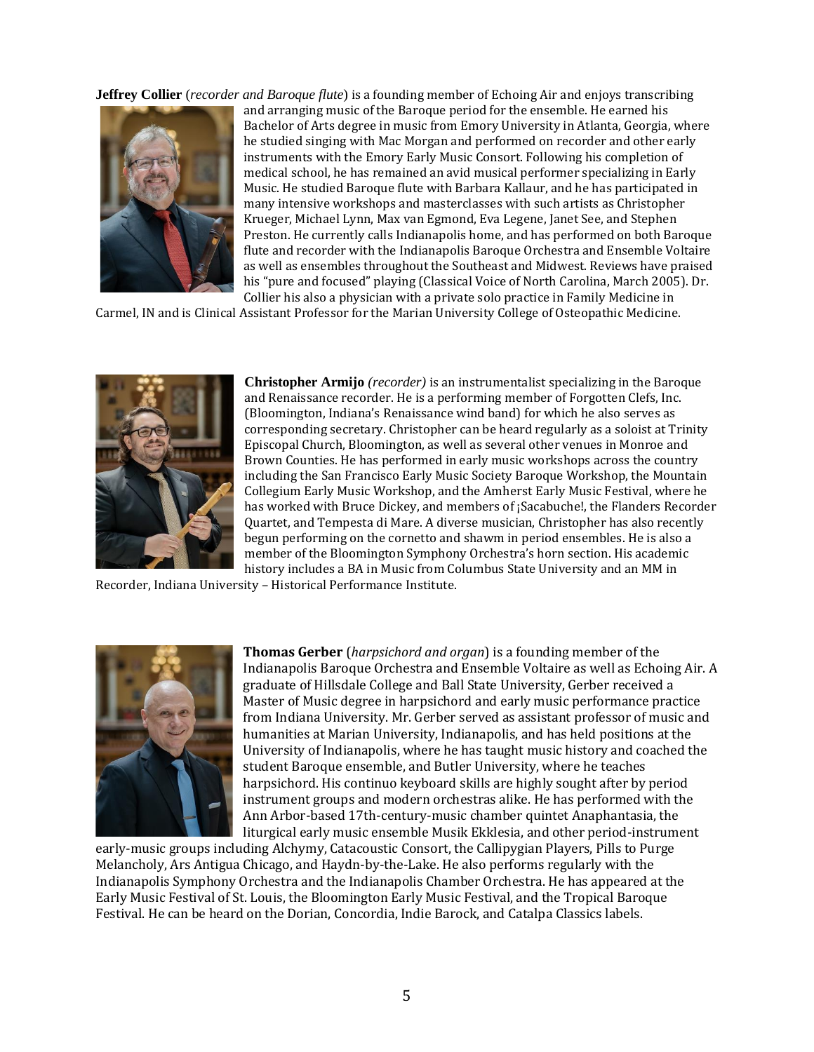**Jeffrey Collier** (*recorder and Baroque flute*) is a founding member of Echoing Air and enjoys transcribing and arranging music of the Baroque period for the ensemble. He earned his Bachelor of Arts degree in music from Emory University in Atlanta, Georgia, where he studied singing with Mac Morgan and performed on recorder and other early instruments with the Emory Early Music Consort. Following his completion of medical school, he has remained an avid musical performer specializing in Early Music. He studied Baroque flute with Barbara Kallaur, and he has participated in many intensive workshops and masterclasses with such artists as Christopher Krueger, Michael Lynn, Max van Egmond, Eva Legene, Janet See, and Stephen Preston. He currently calls Indianapolis home, and has performed on both Baroque flute and recorder with the Indianapolis Baroque Orchestra and Ensemble Voltaire as well as ensembles throughout the Southeast and Midwest. Reviews have praised his "pure and focused" playing (Classical Voice of North Carolina, March 2005). Dr. Collier his also a physician with a private solo practice in Family Medicine in Carmel, IN and is Clinical Assistant Professor for the Marian University College of Osteopathic Medicine.

**Christopher Armijo** *(recorder)* is an instrumentalist specializing in the Baroque and Renaissance recorder. He is a performing member of Forgotten Clefs, Inc. (Bloomington, Indiana's Renaissance wind band) for which he also serves as corresponding secretary. Christopher can be heard regularly as a soloist at Trinity Episcopal Church, Bloomington, as well as several other venues in Monroe and Brown Counties. He has performed in early music workshops across the country including the San Francisco Early Music Society Baroque Workshop, the Mountain Collegium Early Music Workshop, and the Amherst Early Music Festival, where he has worked with Bruce Dickey, and members of ¡Sacabuche!, the Flanders Recorder Quartet, and Tempesta di Mare. A diverse musician, Christopher has also recently begun performing on the cornetto and shawm in period ensembles. He is also a member of the Bloomington Symphony Orchestra's horn section. His academic history includes a BA in Music from Columbus State University and an MM in Recorder, Indiana University – Historical Performance Institute.

**Thomas Gerber** (*harpsichord and organ*) is a founding member of the Indianapolis Baroque Orchestra and Ensemble Voltaire as well as Echoing Air. A graduate of Hillsdale College and Ball State University, Gerber received a Master of Music degree in harpsichord and early music performance practice from Indiana University. Mr. Gerber served as assistant professor of music and humanities at Marian University, Indianapolis, and has held positions at the University of Indianapolis, where he has taught music history and coached the student Baroque ensemble, and Butler University, where he teaches harpsichord. His continuo keyboard skills are highly sought after by period instrument groups and modern orchestras alike. He has performed with the Ann Arbor-based 17th-century-music chamber quintet Anaphantasia, the liturgical early music ensemble Musik Ekklesia, and other period-instrument early-music groups including Alchymy, Catacoustic Consort, the Callipygian Players, Pills to Purge Melancholy, Ars Antigua Chicago, and Haydn-by-the-Lake. He also performs regularly with the Indianapolis Symphony Orchestra and the Indianapolis Chamber Orchestra. He has appeared at the Early Music Festival of St. Louis, the Bloomington Early Music Festival, and the Tropical Baroque Festival. He can be heard on the Dorian, Concordia, Indie Barock, and Catalpa Classics labels.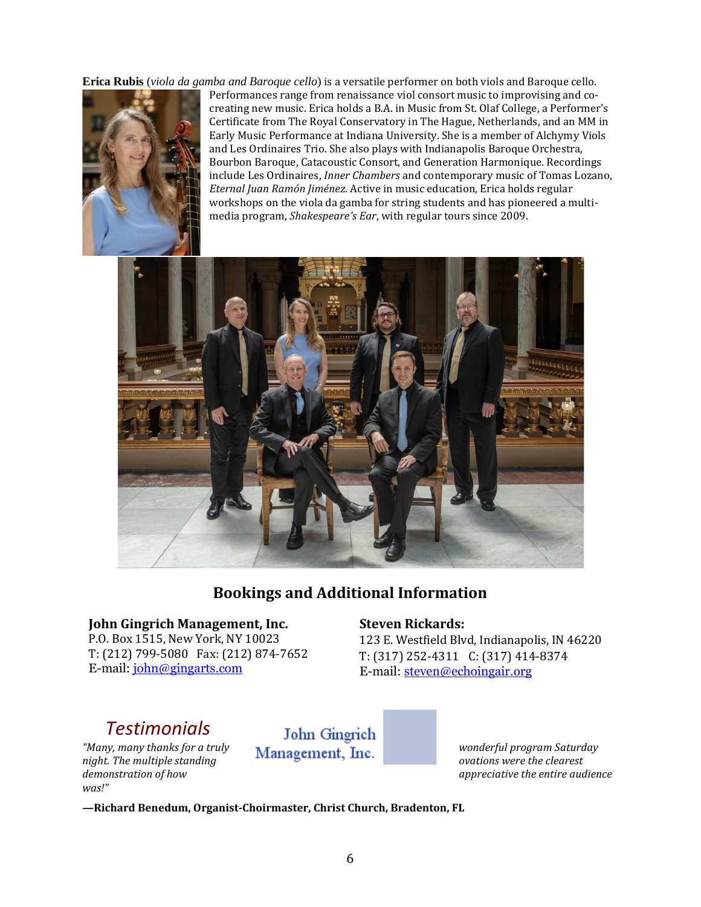**Erica Rubis** (*viola da gamba and Baroque cello*) is a versatile performer on both viols and Baroque cello. Performances range from renaissance viol consort music to improvising and co-creating new music. Erica holds a B.A. in Music from St. Olaf College, a Performer's Certificate from The Royal Conservatory in The Hague, Netherlands, and an MM in Early Music Performance at Indiana University. She is a member of Alchymy Viols and Les Ordinaires Trio. She also plays with Indianapolis Baroque Orchestra, Bourbon Baroque, Catacoustic Consort, and Generation Harmonique. Recordings include Les Ordinaires, *Inner Chambers* and contemporary music of Tomas Lozano, *Eternal Juan Ramón Jiménez*. Active in music education, Erica holds regular workshops on the viola da gamba for string students and has pioneered a multi-media program, *Shakespeare's Ear*, with regular tours since 2009.

## Bookings and Additional Information

**John Gingrich Management, Inc.**
P.O. Box 1515, New York, NY 10023
T: (212) 799-5080 Fax: (212) 874-7652
E-mail: john@gingarts.com

**Steven Rickards:**
123 E. Westfield Blvd, Indianapolis, IN 46220
T: (317) 252-4311 C: (317) 414-8374
E-mail: steven@echoingair.org

## *Testimonials*

John Gingrich Management, Inc.

*"Many, many thanks for a truly wonderful program Saturday night. The multiple standing ovations were the clearest demonstration of how appreciative the entire audience was!"*

**—Richard Benedum, Organist-Choirmaster, Christ Church, Bradenton, FL**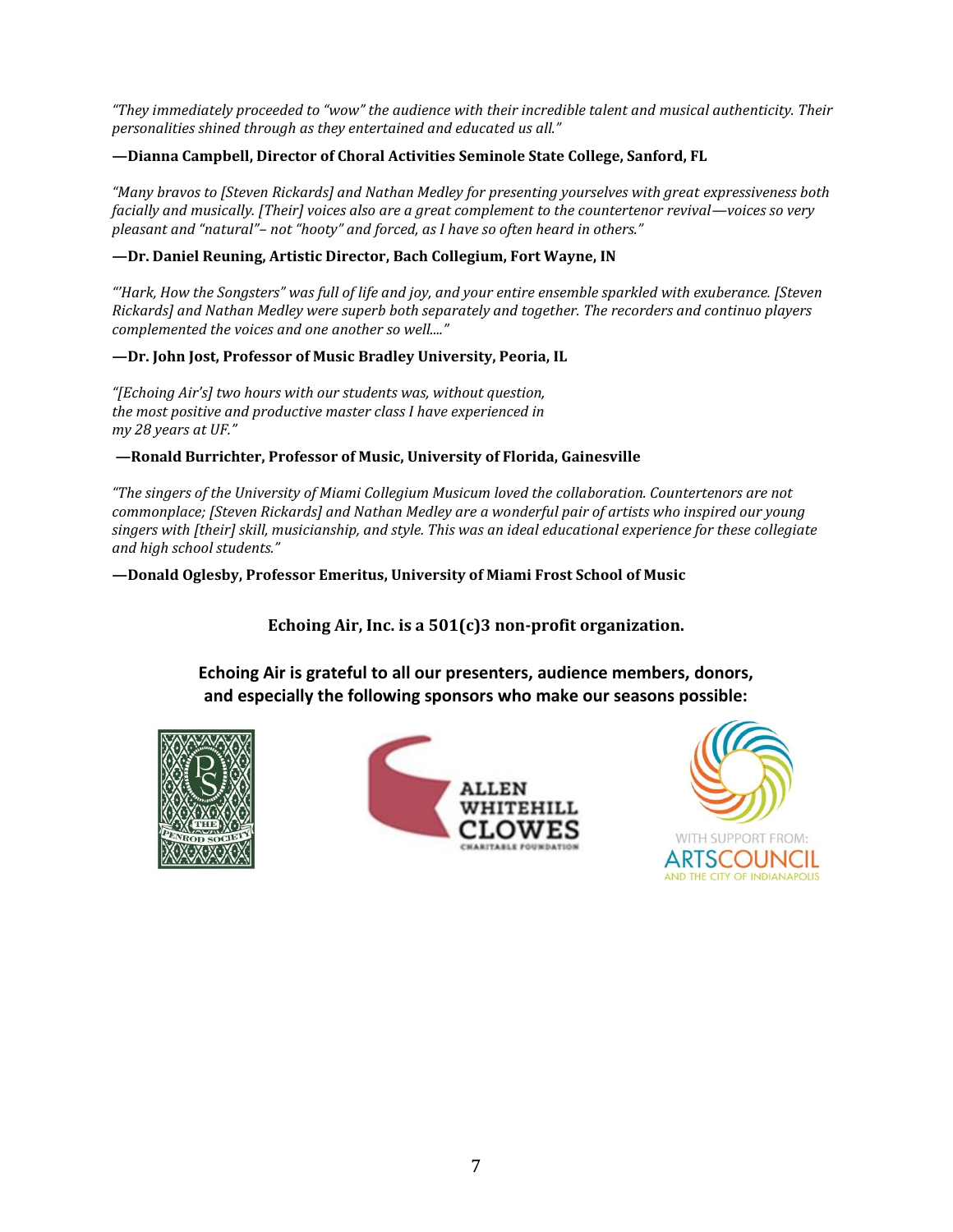*"They immediately proceeded to "wow" the audience with their incredible talent and musical authenticity. Their personalities shined through as they entertained and educated us all."*

**—Dianna Campbell, Director of Choral Activities Seminole State College, Sanford, FL**

*"Many bravos to [Steven Rickards] and Nathan Medley for presenting yourselves with great expressiveness both facially and musically. [Their] voices also are a great complement to the countertenor revival—voices so very pleasant and "natural"– not "hooty" and forced, as I have so often heard in others."*

**—Dr. Daniel Reuning, Artistic Director, Bach Collegium, Fort Wayne, IN**

*"'Hark, How the Songsters" was full of life and joy, and your entire ensemble sparkled with exuberance. [Steven Rickards] and Nathan Medley were superb both separately and together. The recorders and continuo players complemented the voices and one another so well...."*

**—Dr. John Jost, Professor of Music Bradley University, Peoria, IL**

*"[Echoing Air's] two hours with our students was, without question, the most positive and productive master class I have experienced in my 28 years at UF."*

**—Ronald Burrichter, Professor of Music, University of Florida, Gainesville**

*"The singers of the University of Miami Collegium Musicum loved the collaboration. Countertenors are not commonplace; [Steven Rickards] and Nathan Medley are a wonderful pair of artists who inspired our young singers with [their] skill, musicianship, and style. This was an ideal educational experience for these collegiate and high school students."*

**—Donald Oglesby, Professor Emeritus, University of Miami Frost School of Music**

**Echoing Air, Inc. is a 501(c)3 non-profit organization.**

**Echoing Air is grateful to all our presenters, audience members, donors, and especially the following sponsors who make our seasons possible:**

PS
THE
PENROD SOCIETY

ALLEN
WHITEHILL
CLOWES
CHARITABLE FOUNDATION

WITH SUPPORT FROM:
ARTSCOUNCIL
AND THE CITY OF INDIANAPOLIS